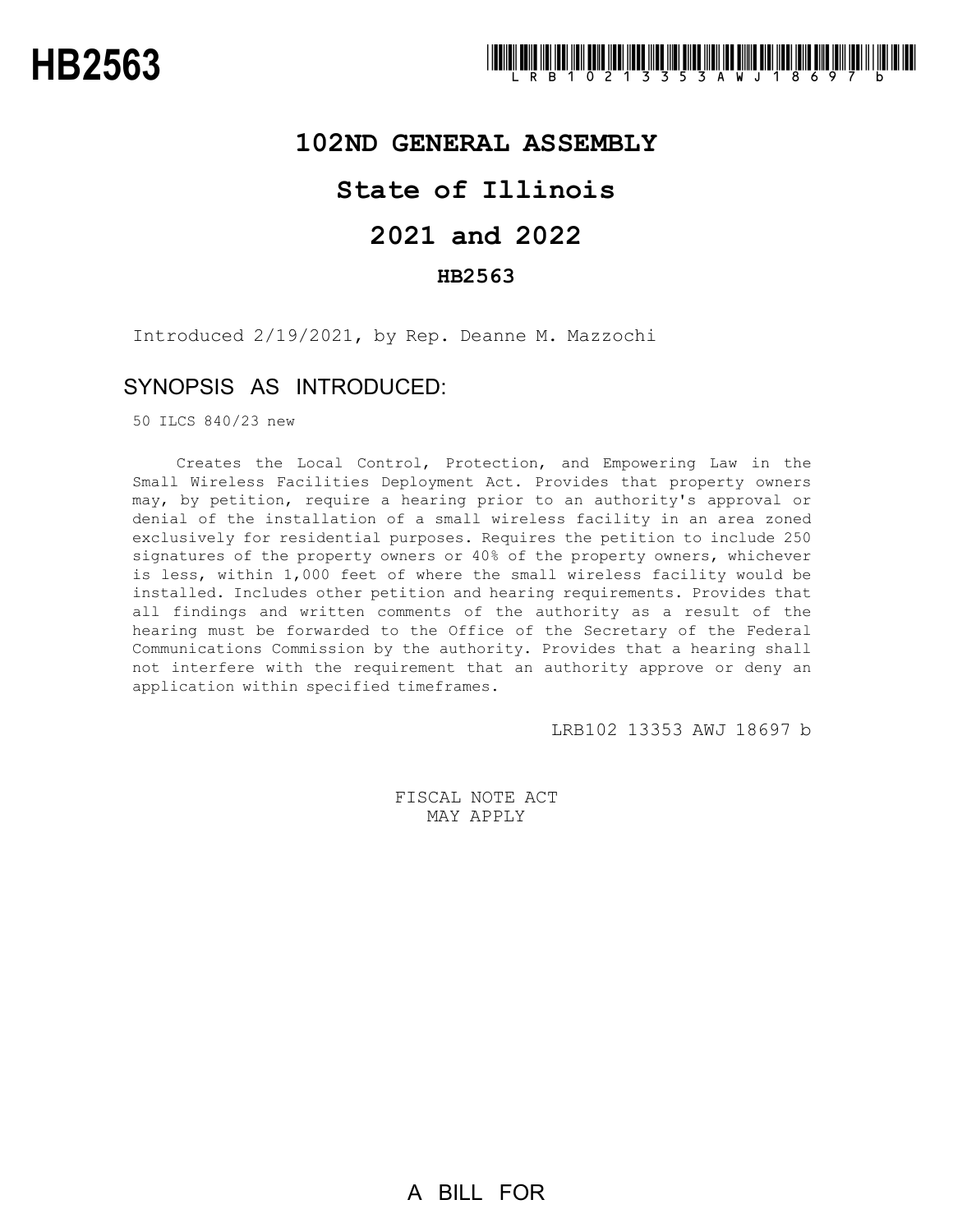**HB2563**

LRB102 13353 AWJ 18697 b

# 102ND GENERAL ASSEMBLY

# State of Illinois

# 2021 and 2022

## HB2563

Introduced 2/19/2021, by Rep. Deanne M. Mazzochi

## SYNOPSIS AS INTRODUCED:

50 ILCS 840/23 new

Creates the Local Control, Protection, and Empowering Law in the Small Wireless Facilities Deployment Act. Provides that property owners may, by petition, require a hearing prior to an authority's approval or denial of the installation of a small wireless facility in an area zoned exclusively for residential purposes. Requires the petition to include 250 signatures of the property owners or 40% of the property owners, whichever is less, within 1,000 feet of where the small wireless facility would be installed. Includes other petition and hearing requirements. Provides that all findings and written comments of the authority as a result of the hearing must be forwarded to the Office of the Secretary of the Federal Communications Commission by the authority. Provides that a hearing shall not interfere with the requirement that an authority approve or deny an application within specified timeframes.

LRB102 13353 AWJ 18697 b

FISCAL NOTE ACT
MAY APPLY

A BILL FOR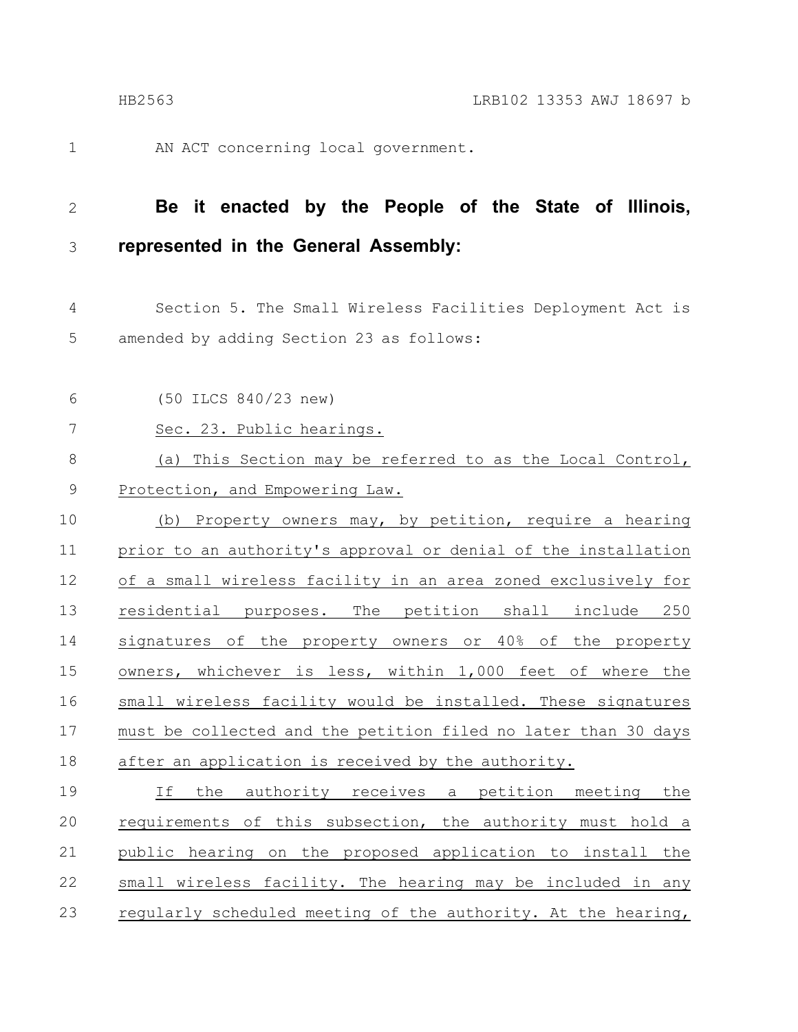AN ACT concerning local government.

**Be it enacted by the People of the State of Illinois, represented in the General Assembly:**

Section 5. The Small Wireless Facilities Deployment Act is amended by adding Section 23 as follows:

(50 ILCS 840/23 new)

Sec. 23. Public hearings.

(a) This Section may be referred to as the Local Control, Protection, and Empowering Law.

(b) Property owners may, by petition, require a hearing prior to an authority's approval or denial of the installation of a small wireless facility in an area zoned exclusively for residential purposes. The petition shall include 250 signatures of the property owners or 40% of the property owners, whichever is less, within 1,000 feet of where the small wireless facility would be installed. These signatures must be collected and the petition filed no later than 30 days after an application is received by the authority.

If the authority receives a petition meeting the requirements of this subsection, the authority must hold a public hearing on the proposed application to install the small wireless facility. The hearing may be included in any regularly scheduled meeting of the authority. At the hearing,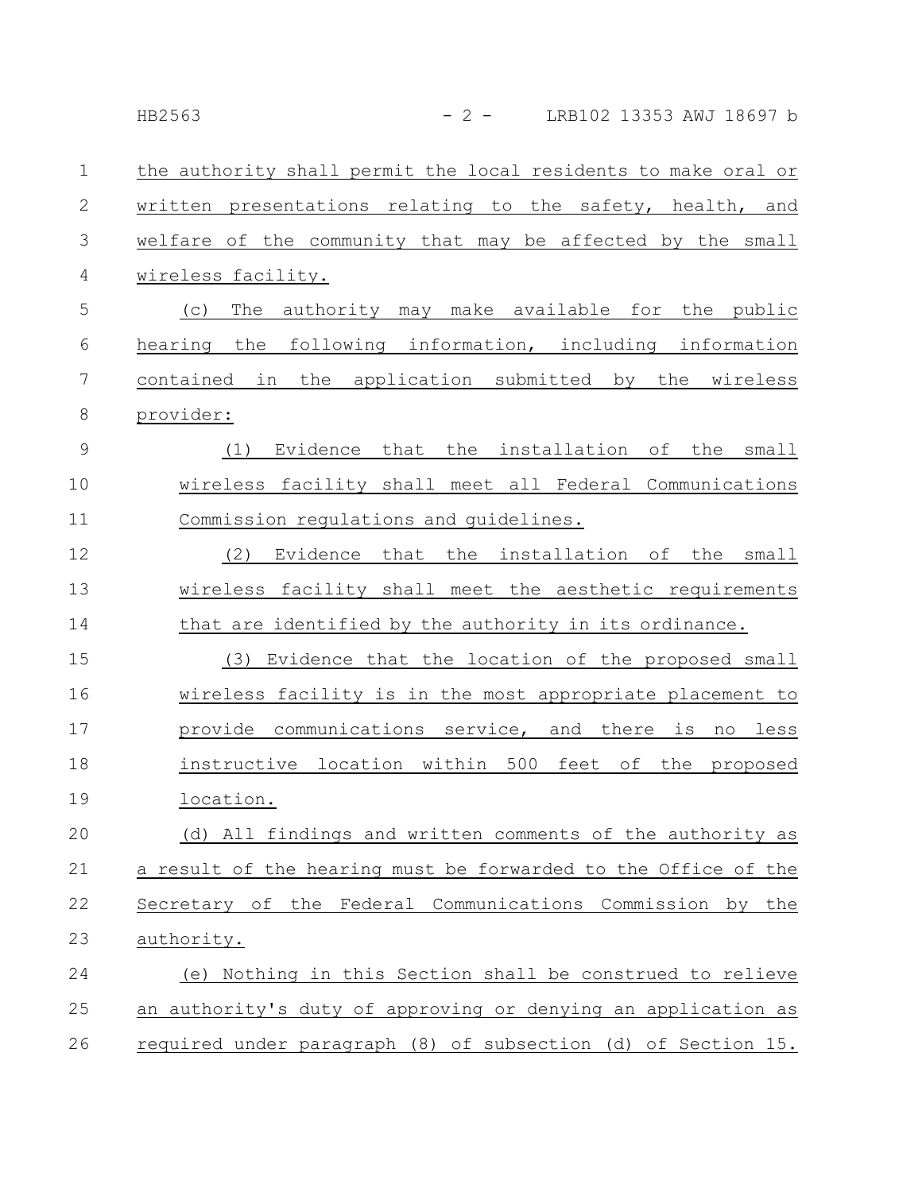the authority shall permit the local residents to make oral or written presentations relating to the safety, health, and welfare of the community that may be affected by the small wireless facility.

(c) The authority may make available for the public hearing the following information, including information contained in the application submitted by the wireless provider:

(1) Evidence that the installation of the small wireless facility shall meet all Federal Communications Commission regulations and guidelines.

(2) Evidence that the installation of the small wireless facility shall meet the aesthetic requirements that are identified by the authority in its ordinance.

(3) Evidence that the location of the proposed small wireless facility is in the most appropriate placement to provide communications service, and there is no less instructive location within 500 feet of the proposed location.

(d) All findings and written comments of the authority as a result of the hearing must be forwarded to the Office of the Secretary of the Federal Communications Commission by the authority.

(e) Nothing in this Section shall be construed to relieve an authority's duty of approving or denying an application as required under paragraph (8) of subsection (d) of Section 15.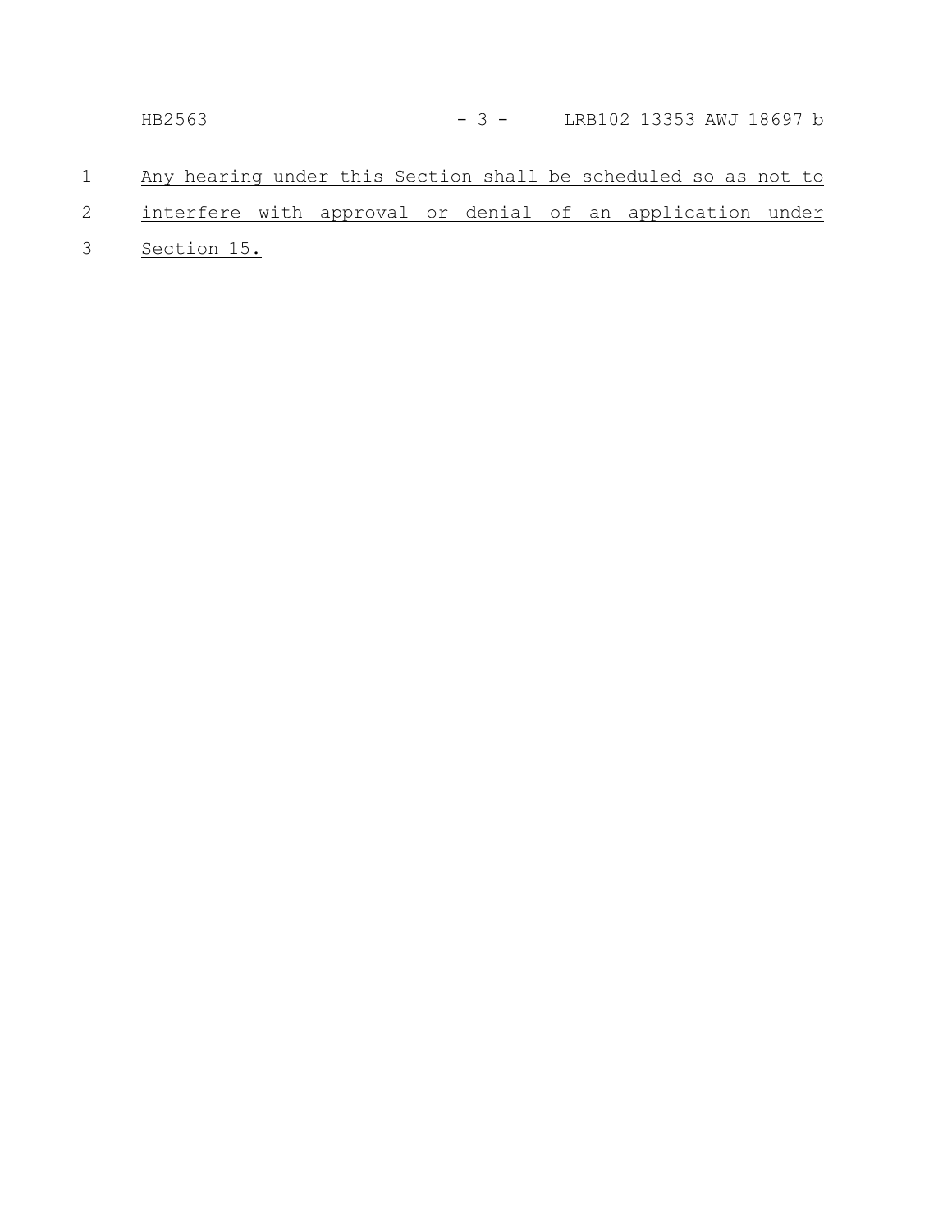Any hearing under this Section shall be scheduled so as not to interfere with approval or denial of an application under Section 15.